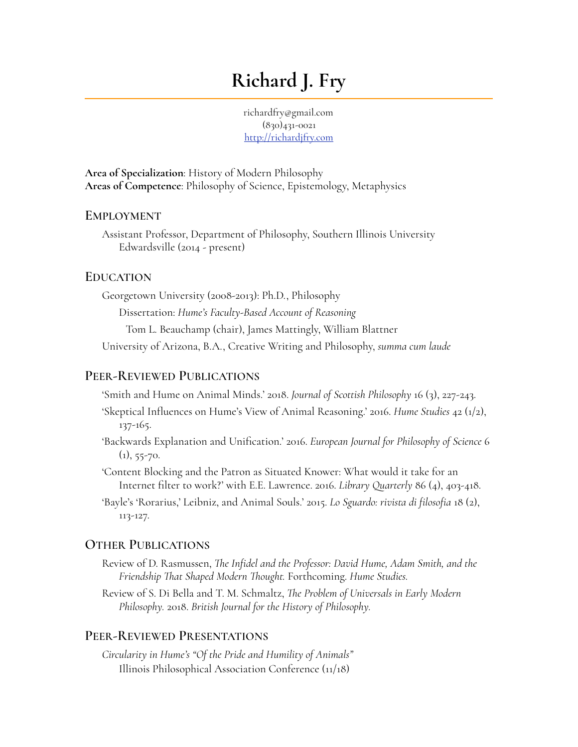# Richard J. Fry

richardfry@gmail.com
(830)431-0021
http://richardjfry.com

**Area of Specialization**: History of Modern Philosophy
**Areas of Competence**: Philosophy of Science, Epistemology, Metaphysics

## Employment

Assistant Professor, Department of Philosophy, Southern Illinois University Edwardsville (2014 - present)

## Education

Georgetown University (2008-2013): Ph.D., Philosophy

Dissertation: *Hume's Faculty-Based Account of Reasoning*

Tom L. Beauchamp (chair), James Mattingly, William Blattner

University of Arizona, B.A., Creative Writing and Philosophy, *summa cum laude*

## Peer-Reviewed Publications

'Smith and Hume on Animal Minds.' 2018. *Journal of Scottish Philosophy* 16 (3), 227-243.

'Skeptical Influences on Hume's View of Animal Reasoning.' 2016. *Hume Studies* 42 (1/2), 137-165.

'Backwards Explanation and Unification.' 2016. *European Journal for Philosophy of Science* 6 (1), 55-70.

'Content Blocking and the Patron as Situated Knower: What would it take for an Internet filter to work?' with E.E. Lawrence. 2016. *Library Quarterly* 86 (4), 403-418.

'Bayle's 'Rorarius,' Leibniz, and Animal Souls.' 2015. *Lo Sguardo: rivista di filosofia* 18 (2), 113-127.

## Other Publications

Review of D. Rasmussen, *The Infidel and the Professor: David Hume, Adam Smith, and the Friendship That Shaped Modern Thought.* Forthcoming. *Hume Studies.*

Review of S. Di Bella and T. M. Schmaltz, *The Problem of Universals in Early Modern Philosophy.* 2018. *British Journal for the History of Philosophy.*

## Peer-Reviewed Presentations

*Circularity in Hume's "Of the Pride and Humility of Animals"*
Illinois Philosophical Association Conference (11/18)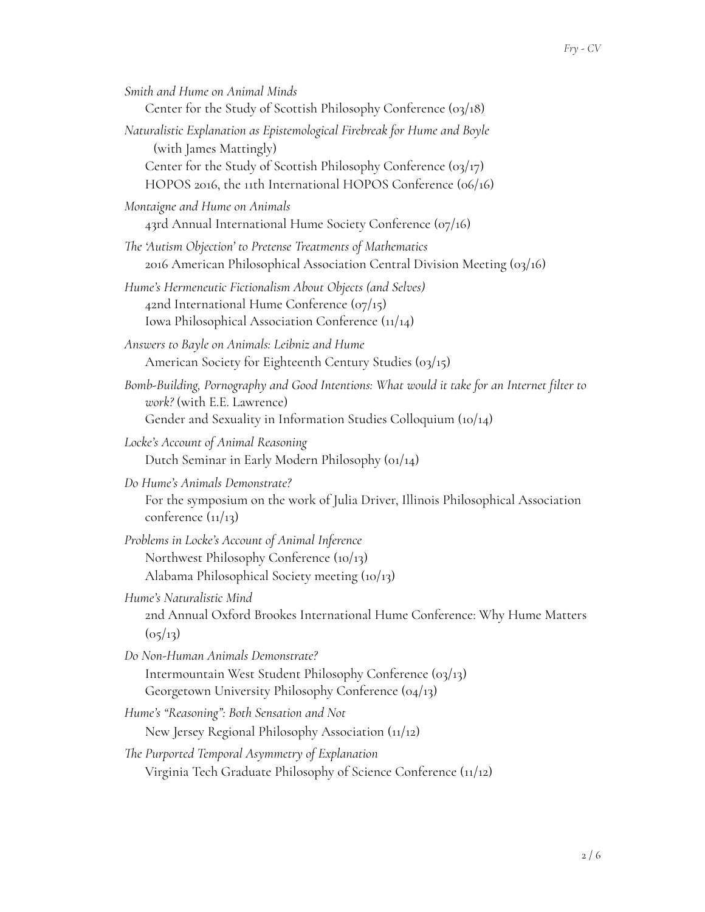*Smith and Hume on Animal Minds*
Center for the Study of Scottish Philosophy Conference (03/18)

*Naturalistic Explanation as Epistemological Firebreak for Hume and Boyle* (with James Mattingly)
Center for the Study of Scottish Philosophy Conference (03/17)
HOPOS 2016, the 11th International HOPOS Conference (06/16)

*Montaigne and Hume on Animals*
43rd Annual International Hume Society Conference (07/16)

*The 'Autism Objection' to Pretense Treatments of Mathematics*
2016 American Philosophical Association Central Division Meeting (03/16)

*Hume's Hermeneutic Fictionalism About Objects (and Selves)*
42nd International Hume Conference (07/15)
Iowa Philosophical Association Conference (11/14)

*Answers to Bayle on Animals: Leibniz and Hume*
American Society for Eighteenth Century Studies (03/15)

*Bomb-Building, Pornography and Good Intentions: What would it take for an Internet filter to work?* (with E.E. Lawrence)
Gender and Sexuality in Information Studies Colloquium (10/14)

*Locke's Account of Animal Reasoning*
Dutch Seminar in Early Modern Philosophy (01/14)

*Do Hume's Animals Demonstrate?*
For the symposium on the work of Julia Driver, Illinois Philosophical Association conference (11/13)

*Problems in Locke's Account of Animal Inference*
Northwest Philosophy Conference (10/13)
Alabama Philosophical Society meeting (10/13)

*Hume's Naturalistic Mind*
2nd Annual Oxford Brookes International Hume Conference: Why Hume Matters (05/13)

*Do Non-Human Animals Demonstrate?*
Intermountain West Student Philosophy Conference (03/13)
Georgetown University Philosophy Conference (04/13)

*Hume's "Reasoning": Both Sensation and Not*
New Jersey Regional Philosophy Association (11/12)

*The Purported Temporal Asymmetry of Explanation*
Virginia Tech Graduate Philosophy of Science Conference (11/12)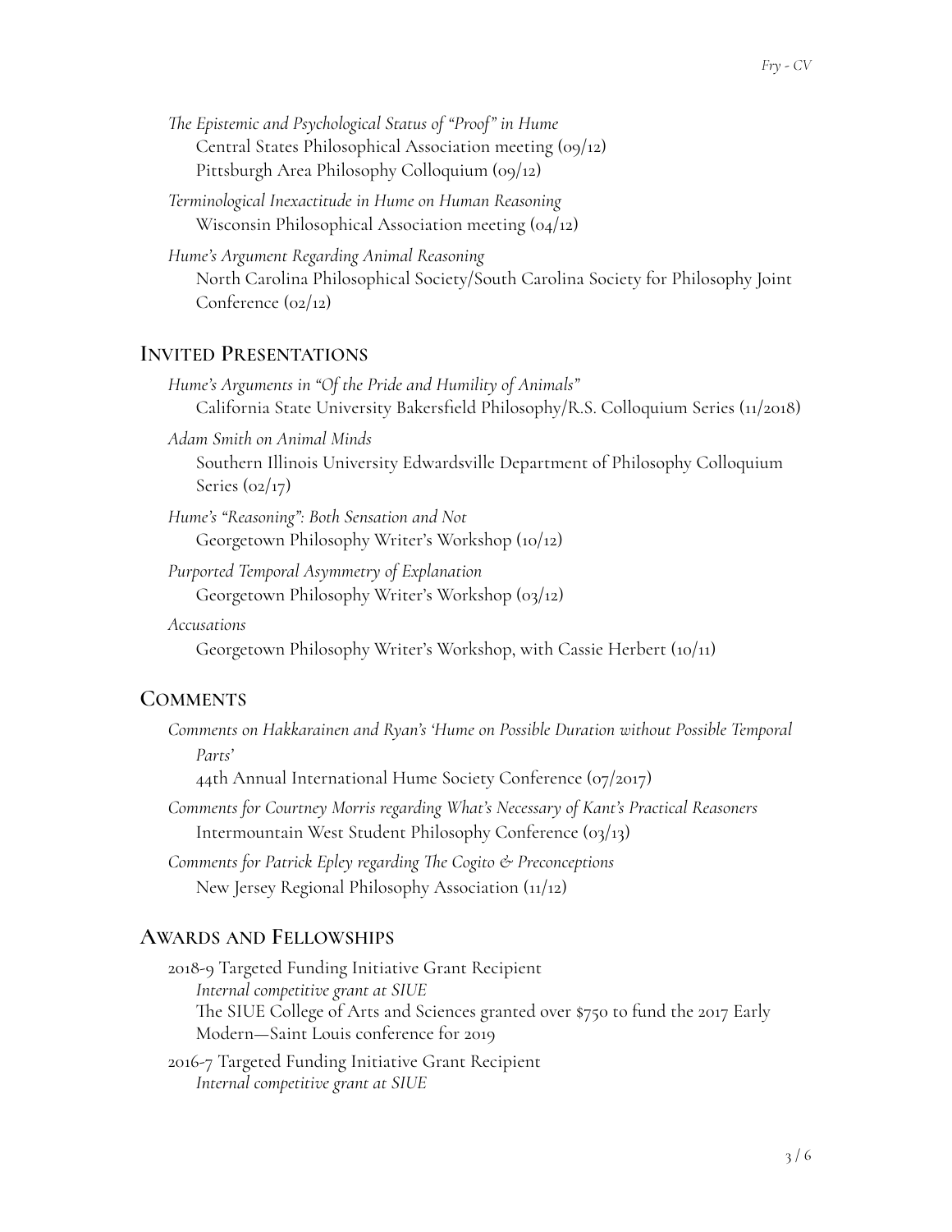*The Epistemic and Psychological Status of "Proof" in Hume*
Central States Philosophical Association meeting (09/12)
Pittsburgh Area Philosophy Colloquium (09/12)

*Terminological Inexactitude in Hume on Human Reasoning*
Wisconsin Philosophical Association meeting (04/12)

*Hume's Argument Regarding Animal Reasoning*
North Carolina Philosophical Society/South Carolina Society for Philosophy Joint Conference (02/12)

## Invited Presentations

*Hume's Arguments in "Of the Pride and Humility of Animals"*
California State University Bakersfield Philosophy/R.S. Colloquium Series (11/2018)

*Adam Smith on Animal Minds*
Southern Illinois University Edwardsville Department of Philosophy Colloquium Series (02/17)

*Hume's "Reasoning": Both Sensation and Not*
Georgetown Philosophy Writer's Workshop (10/12)

*Purported Temporal Asymmetry of Explanation*
Georgetown Philosophy Writer's Workshop (03/12)

*Accusations*
Georgetown Philosophy Writer's Workshop, with Cassie Herbert (10/11)

## Comments

*Comments on Hakkarainen and Ryan's 'Hume on Possible Duration without Possible Temporal Parts'*
44th Annual International Hume Society Conference (07/2017)

*Comments for Courtney Morris regarding What's Necessary of Kant's Practical Reasoners*
Intermountain West Student Philosophy Conference (03/13)

*Comments for Patrick Epley regarding The Cogito & Preconceptions*
New Jersey Regional Philosophy Association (11/12)

## Awards and Fellowships

2018-9 Targeted Funding Initiative Grant Recipient
*Internal competitive grant at SIUE*
The SIUE College of Arts and Sciences granted over $750 to fund the 2017 Early Modern—Saint Louis conference for 2019

2016-7 Targeted Funding Initiative Grant Recipient
*Internal competitive grant at SIUE*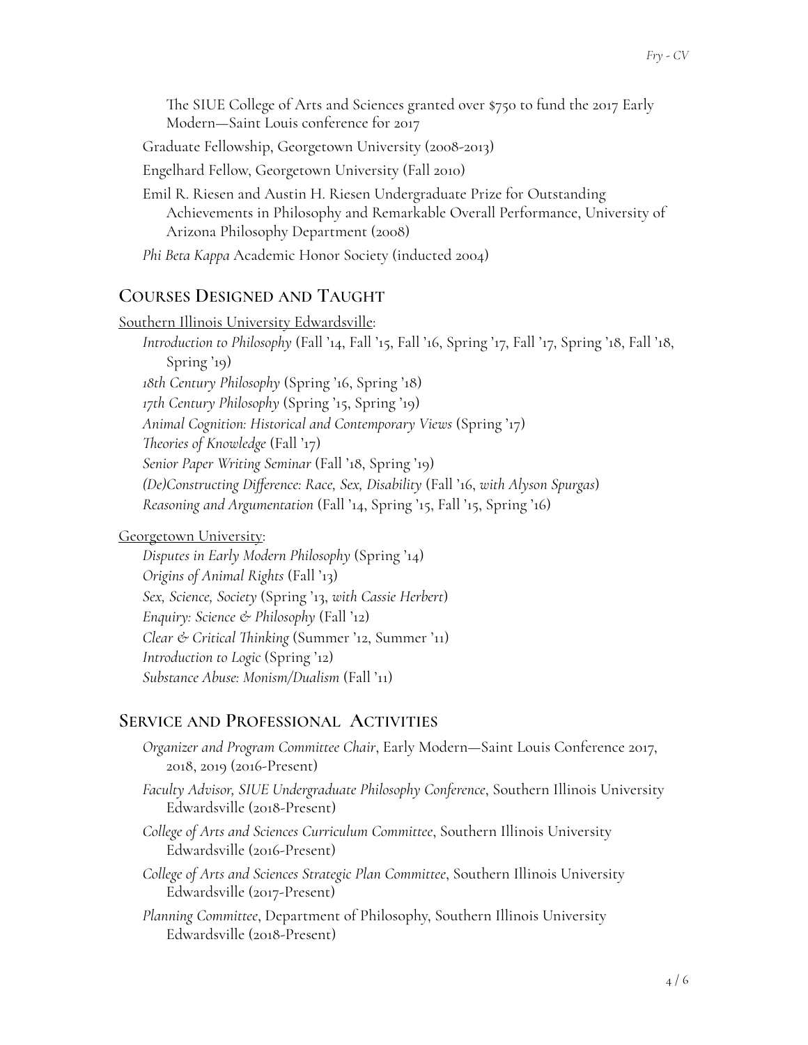The SIUE College of Arts and Sciences granted over $750 to fund the 2017 Early Modern—Saint Louis conference for 2017

Graduate Fellowship, Georgetown University (2008-2013)

Engelhard Fellow, Georgetown University (Fall 2010)

Emil R. Riesen and Austin H. Riesen Undergraduate Prize for Outstanding Achievements in Philosophy and Remarkable Overall Performance, University of Arizona Philosophy Department (2008)

*Phi Beta Kappa* Academic Honor Society (inducted 2004)

## Courses Designed and Taught

<u>Southern Illinois University Edwardsville</u>:

*Introduction to Philosophy* (Fall '14, Fall '15, Fall '16, Spring '17, Fall '17, Spring '18, Fall '18, Spring '19)

*18th Century Philosophy* (Spring '16, Spring '18)

*17th Century Philosophy* (Spring '15, Spring '19)

*Animal Cognition: Historical and Contemporary Views* (Spring '17)

*Theories of Knowledge* (Fall '17)

*Senior Paper Writing Seminar* (Fall '18, Spring '19)

*(De)Constructing Difference: Race, Sex, Disability* (Fall '16, *with Alyson Spurgas*)

*Reasoning and Argumentation* (Fall '14, Spring '15, Fall '15, Spring '16)

<u>Georgetown University</u>:

*Disputes in Early Modern Philosophy* (Spring '14)

*Origins of Animal Rights* (Fall '13)

*Sex, Science, Society* (Spring '13, *with Cassie Herbert*)

*Enquiry: Science & Philosophy* (Fall '12)

*Clear & Critical Thinking* (Summer '12, Summer '11)

*Introduction to Logic* (Spring '12)

*Substance Abuse: Monism/Dualism* (Fall '11)

## Service and Professional Activities

*Organizer and Program Committee Chair*, Early Modern—Saint Louis Conference 2017, 2018, 2019 (2016-Present)

*Faculty Advisor, SIUE Undergraduate Philosophy Conference*, Southern Illinois University Edwardsville (2018-Present)

*College of Arts and Sciences Curriculum Committee*, Southern Illinois University Edwardsville (2016-Present)

*College of Arts and Sciences Strategic Plan Committee*, Southern Illinois University Edwardsville (2017-Present)

*Planning Committee*, Department of Philosophy, Southern Illinois University Edwardsville (2018-Present)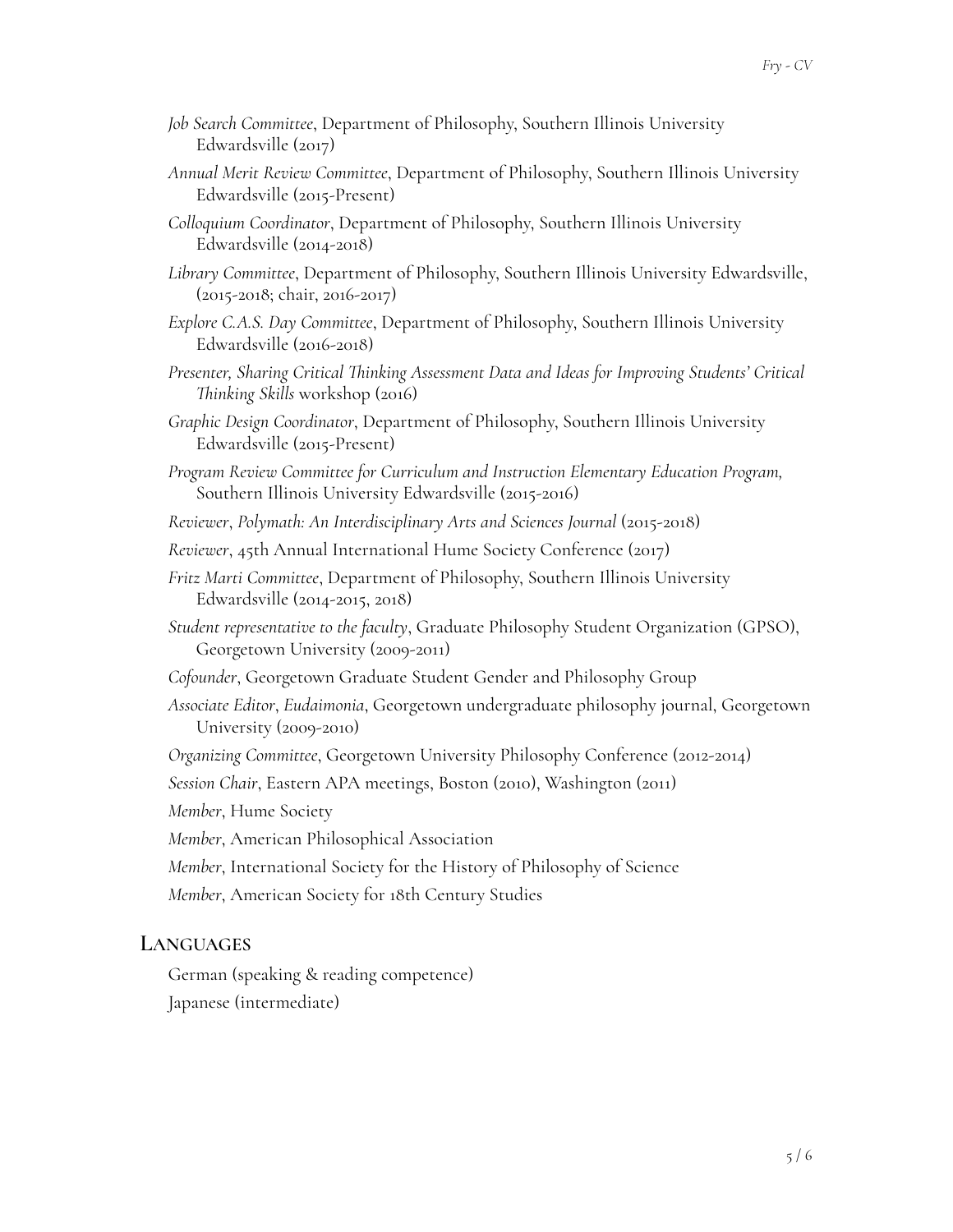*Job Search Committee*, Department of Philosophy, Southern Illinois University Edwardsville (2017)

*Annual Merit Review Committee*, Department of Philosophy, Southern Illinois University Edwardsville (2015-Present)

*Colloquium Coordinator*, Department of Philosophy, Southern Illinois University Edwardsville (2014-2018)

*Library Committee*, Department of Philosophy, Southern Illinois University Edwardsville, (2015-2018; chair, 2016-2017)

*Explore C.A.S. Day Committee*, Department of Philosophy, Southern Illinois University Edwardsville (2016-2018)

*Presenter, Sharing Critical Thinking Assessment Data and Ideas for Improving Students' Critical Thinking Skills* workshop (2016)

*Graphic Design Coordinator*, Department of Philosophy, Southern Illinois University Edwardsville (2015-Present)

*Program Review Committee for Curriculum and Instruction Elementary Education Program,* Southern Illinois University Edwardsville (2015-2016)

*Reviewer*, *Polymath: An Interdisciplinary Arts and Sciences Journal* (2015-2018)

*Reviewer*, 45th Annual International Hume Society Conference (2017)

*Fritz Marti Committee*, Department of Philosophy, Southern Illinois University Edwardsville (2014-2015, 2018)

*Student representative to the faculty*, Graduate Philosophy Student Organization (GPSO), Georgetown University (2009-2011)

*Cofounder*, Georgetown Graduate Student Gender and Philosophy Group

*Associate Editor*, *Eudaimonia*, Georgetown undergraduate philosophy journal, Georgetown University (2009-2010)

*Organizing Committee*, Georgetown University Philosophy Conference (2012-2014)

*Session Chair*, Eastern APA meetings, Boston (2010), Washington (2011)

*Member*, Hume Society

*Member*, American Philosophical Association

*Member*, International Society for the History of Philosophy of Science

*Member*, American Society for 18th Century Studies

## Languages

German (speaking & reading competence)

Japanese (intermediate)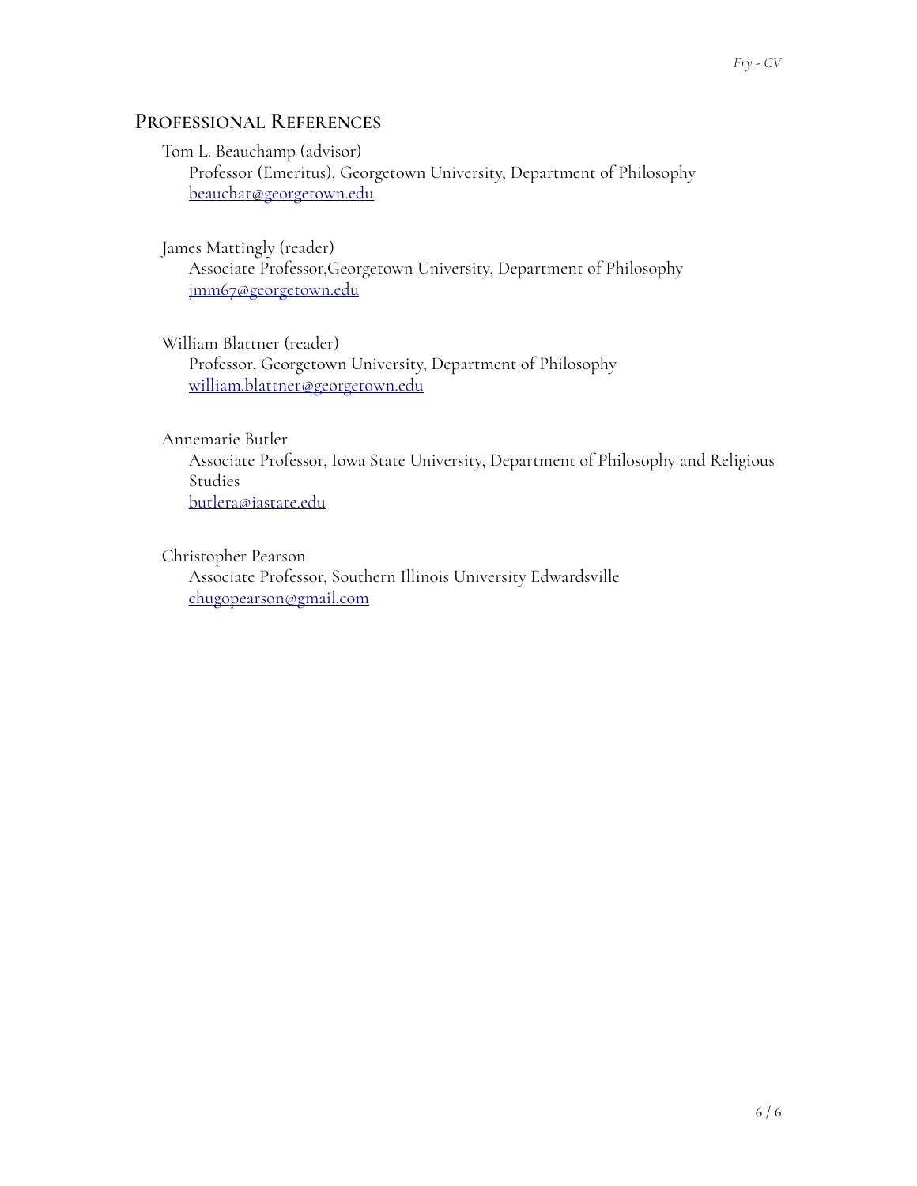## Professional References

Tom L. Beauchamp (advisor)
Professor (Emeritus), Georgetown University, Department of Philosophy
beauchat@georgetown.edu

James Mattingly (reader)
Associate Professor,Georgetown University, Department of Philosophy
jmm67@georgetown.edu

William Blattner (reader)
Professor, Georgetown University, Department of Philosophy
william.blattner@georgetown.edu

Annemarie Butler
Associate Professor, Iowa State University, Department of Philosophy and Religious Studies
butlera@iastate.edu

Christopher Pearson
Associate Professor, Southern Illinois University Edwardsville
chugopearson@gmail.com